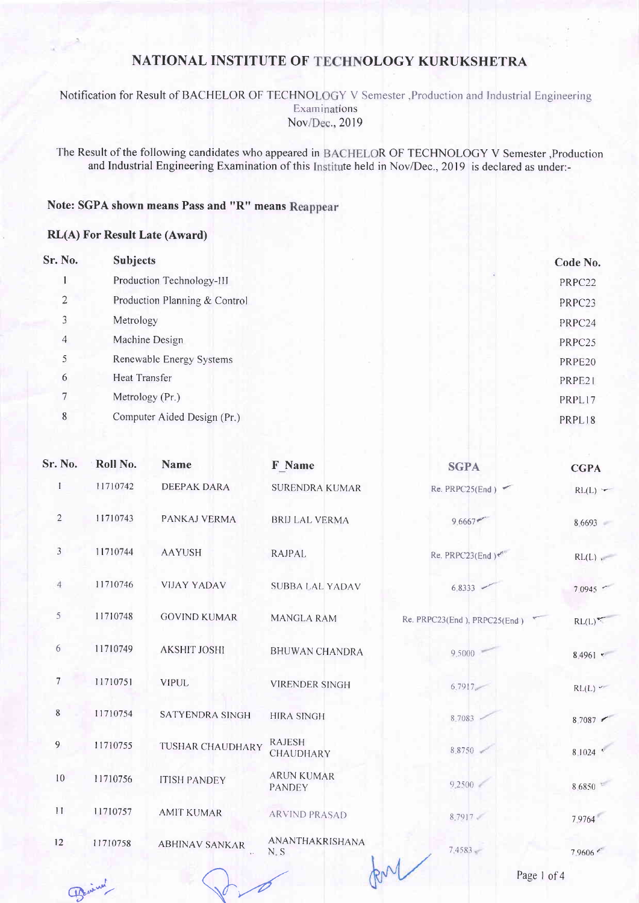# NATIONAL INSTITUTE OF TECHNOLOGY KURUKSHETRA

Notification for Result of BACHELOR OF TECHNOLOGY V Semester ,Production and Industrial Engineering Examinations
Nov/Dec., 2019

The Result of the following candidates who appeared in BACHELOR OF TECHNOLOGY V Semester ,Production and Industrial Engineering Examination of this Institute held in Nov/Dec., 2019 is declared as under:-

**Note: SGPA shown means Pass and "R" means Reappear**

**RL(A) For Result Late (Award)**

| Sr. No. | Subjects | Code No. |
|---|---|---|
| 1 | Production Technology-III | PRPC22 |
| 2 | Production Planning & Control | PRPC23 |
| 3 | Metrology | PRPC24 |
| 4 | Machine Design | PRPC25 |
| 5 | Renewable Energy Systems | PRPE20 |
| 6 | Heat Transfer | PRPE21 |
| 7 | Metrology (Pr.) | PRPL17 |
| 8 | Computer Aided Design (Pr.) | PRPL18 |

| Sr. No. | Roll No. | Name | F_Name | SGPA | CGPA |
|---|---|---|---|---|---|
| 1 | 11710742 | DEEPAK DARA | SURENDRA KUMAR | Re. PRPC25(End ) | RL(L) |
| 2 | 11710743 | PANKAJ VERMA | BRIJ LAL VERMA | 9.6667 | 8.6693 |
| 3 | 11710744 | AAYUSH | RAJPAL | Re. PRPC23(End ) | RL(L) |
| 4 | 11710746 | VIJAY YADAV | SUBBA LAL YADAV | 6.8333 | 7.0945 |
| 5 | 11710748 | GOVIND KUMAR | MANGLA RAM | Re. PRPC23(End ), PRPC25(End ) | RL(L) |
| 6 | 11710749 | AKSHIT JOSHI | BHUWAN CHANDRA | 9.5000 | 8.4961 |
| 7 | 11710751 | VIPUL | VIRENDER SINGH | 6.7917 | RL(L) |
| 8 | 11710754 | SATYENDRA SINGH | HIRA SINGH | 8.7083 | 8.7087 |
| 9 | 11710755 | TUSHAR CHAUDHARY | RAJESH CHAUDHARY | 8.8750 | 8.1024 |
| 10 | 11710756 | ITISH PANDEY | ARUN KUMAR PANDEY | 9.2500 | 8.6850 |
| 11 | 11710757 | AMIT KUMAR | ARVIND PRASAD | 8.7917 | 7.9764 |
| 12 | 11710758 | ABHINAV SANKAR | ANANTHAKRISHANA N. S | 7.4583 | 7.9606 |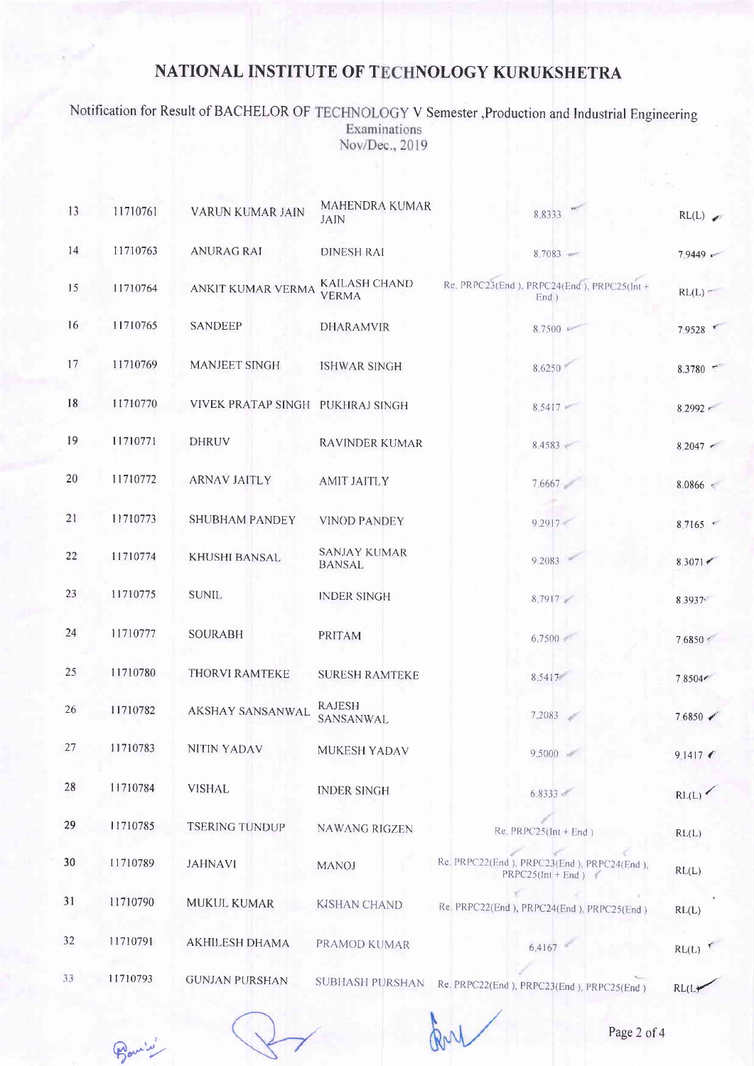# NATIONAL INSTITUTE OF TECHNOLOGY KURUKSHETRA

Notification for Result of BACHELOR OF TECHNOLOGY V Semester ,Production and Industrial Engineering
Examinations
Nov/Dec., 2019

| | | | | | |
|---|---|---|---|---|---|
| 13 | 11710761 | VARUN KUMAR JAIN | MAHENDRA KUMAR JAIN | 8.8333 | RL(L) |
| 14 | 11710763 | ANURAG RAI | DINESH RAI | 8.7083 | 7.9449 |
| 15 | 11710764 | ANKIT KUMAR VERMA | KAILASH CHAND VERMA | Re. PRPC23(End ), PRPC24(End ), PRPC25(Int + End ) | RL(L) |
| 16 | 11710765 | SANDEEP | DHARAMVIR | 8.7500 | 7.9528 |
| 17 | 11710769 | MANJEET SINGH | ISHWAR SINGH | 8.6250 | 8.3780 |
| 18 | 11710770 | VIVEK PRATAP SINGH | PUKHRAJ SINGH | 8.5417 | 8.2992 |
| 19 | 11710771 | DHRUV | RAVINDER KUMAR | 8.4583 | 8.2047 |
| 20 | 11710772 | ARNAV JAITLY | AMIT JAITLY | 7.6667 | 8.0866 |
| 21 | 11710773 | SHUBHAM PANDEY | VINOD PANDEY | 9.2917 | 8.7165 |
| 22 | 11710774 | KHUSHI BANSAL | SANJAY KUMAR BANSAL | 9.2083 | 8.3071 |
| 23 | 11710775 | SUNIL | INDER SINGH | 8.7917 | 8.3937 |
| 24 | 11710777 | SOURABH | PRITAM | 6.7500 | 7.6850 |
| 25 | 11710780 | THORVI RAMTEKE | SURESH RAMTEKE | 8.5417 | 7.8504 |
| 26 | 11710782 | AKSHAY SANSANWAL | RAJESH SANSANWAL | 7.2083 | 7.6850 |
| 27 | 11710783 | NITIN YADAV | MUKESH YADAV | 9.5000 | 9.1417 |
| 28 | 11710784 | VISHAL | INDER SINGH | 6.8333 | RL(L) |
| 29 | 11710785 | TSERING TUNDUP | NAWANG RIGZEN | Re. PRPC25(Int + End ) | RL(L) |
| 30 | 11710789 | JAHNAVI | MANOJ | Re. PRPC22(End ), PRPC23(End ), PRPC24(End ), PRPC25(Int + End ) | RL(L) |
| 31 | 11710790 | MUKUL KUMAR | KISHAN CHAND | Re. PRPC22(End ), PRPC24(End ), PRPC25(End ) | RL(L) |
| 32 | 11710791 | AKHILESH DHAMA | PRAMOD KUMAR | 6.4167 | RL(L) |
| 33 | 11710793 | GUNJAN PURSHAN | SUBHASH PURSHAN | Re. PRPC22(End ), PRPC23(End ), PRPC25(End ) | RL(L) |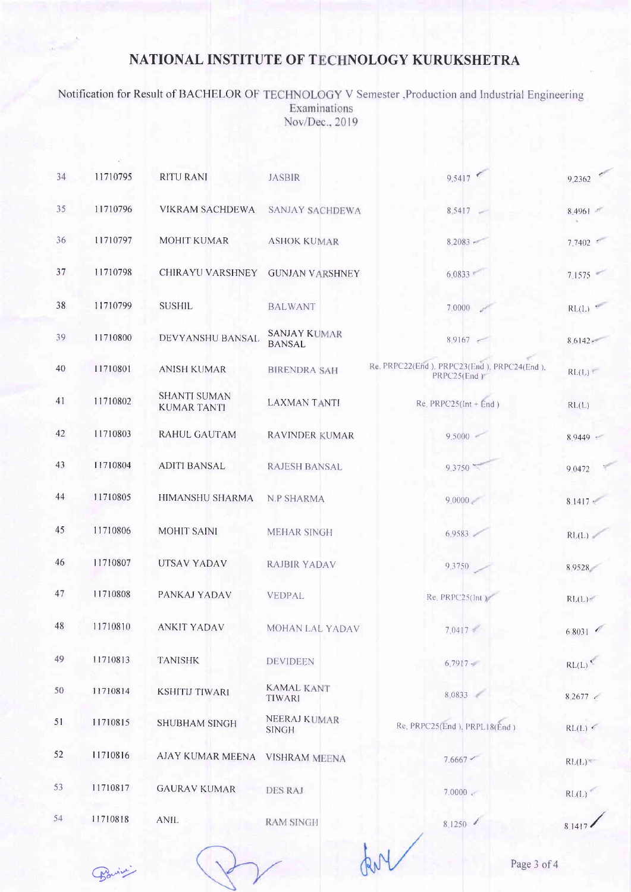# NATIONAL INSTITUTE OF TECHNOLOGY KURUKSHETRA

Notification for Result of BACHELOR OF TECHNOLOGY V Semester ,Production and Industrial Engineering Examinations Nov/Dec., 2019

| | | | | | |
|---|---|---|---|---|---|
| 34 | 11710795 | RITU RANI | JASBIR | 9.5417 | 9.2362 |
| 35 | 11710796 | VIKRAM SACHDEWA | SANJAY SACHDEWA | 8.5417 | 8.4961 |
| 36 | 11710797 | MOHIT KUMAR | ASHOK KUMAR | 8.2083 | 7.7402 |
| 37 | 11710798 | CHIRAYU VARSHNEY | GUNJAN VARSHNEY | 6.0833 | 7.1575 |
| 38 | 11710799 | SUSHIL | BALWANT | 7.0000 | RL(L) |
| 39 | 11710800 | DEVYANSHU BANSAL | SANJAY KUMAR BANSAL | 8.9167 | 8.6142 |
| 40 | 11710801 | ANISH KUMAR | BIRENDRA SAH | Re. PRPC22(End ), PRPC23(End ), PRPC24(End ), PRPC25(End ) | RL(L) |
| 41 | 11710802 | SHANTI SUMAN KUMAR TANTI | LAXMAN TANTI | Re. PRPC25(Int + End ) | RL(L) |
| 42 | 11710803 | RAHUL GAUTAM | RAVINDER KUMAR | 9.5000 | 8.9449 |
| 43 | 11710804 | ADITI BANSAL | RAJESH BANSAL | 9.3750 | 9.0472 |
| 44 | 11710805 | HIMANSHU SHARMA | N.P SHARMA | 9.0000 | 8.1417 |
| 45 | 11710806 | MOHIT SAINI | MEHAR SINGH | 6.9583 | RL(L) |
| 46 | 11710807 | UTSAV YADAV | RAJBIR YADAV | 9.3750 | 8.9528 |
| 47 | 11710808 | PANKAJ YADAV | VEDPAL | Re. PRPC25(Int ) | RL(L) |
| 48 | 11710810 | ANKIT YADAV | MOHAN LAL YADAV | 7.0417 | 6.8031 |
| 49 | 11710813 | TANISHK | DEVIDEEN | 6.7917 | RL(L) |
| 50 | 11710814 | KSHITIJ TIWARI | KAMAL KANT TIWARI | 8.0833 | 8.2677 |
| 51 | 11710815 | SHUBHAM SINGH | NEERAJ KUMAR SINGH | Re. PRPC25(End ), PRPL18(End ) | RL(L) |
| 52 | 11710816 | AJAY KUMAR MEENA | VISHRAM MEENA | 7.6667 | RL(L) |
| 53 | 11710817 | GAURAV KUMAR | DES RAJ | 7.0000 | RL(L) |
| 54 | 11710818 | ANIL | RAM SINGH | 8.1250 | 8.1417 |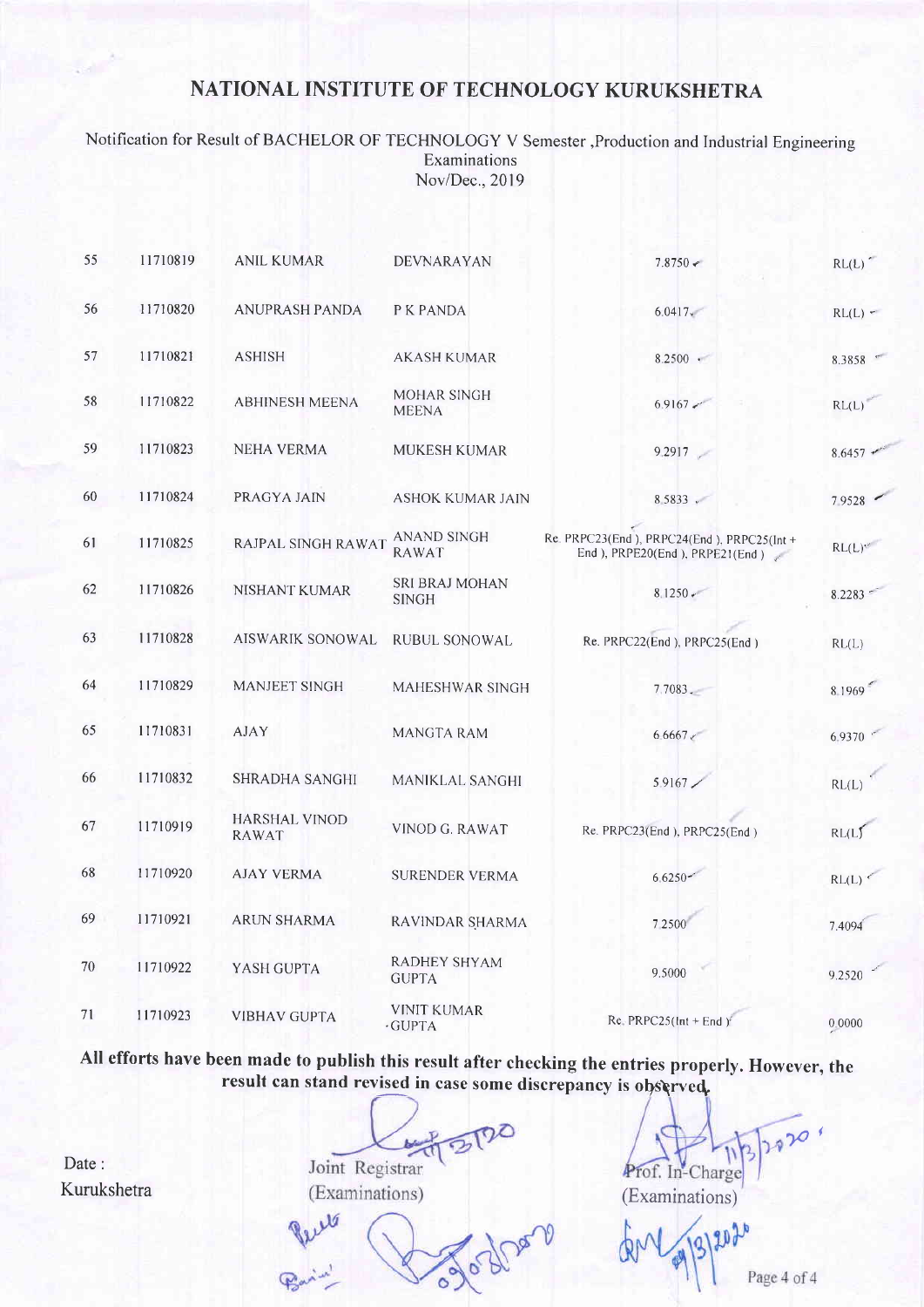# NATIONAL INSTITUTE OF TECHNOLOGY KURUKSHETRA

Notification for Result of BACHELOR OF TECHNOLOGY V Semester ,Production and Industrial Engineering Examinations Nov/Dec., 2019

| | | | | | |
|---|---|---|---|---|---|
| 55 | 11710819 | ANIL KUMAR | DEVNARAYAN | 7.8750 | RL(L) |
| 56 | 11710820 | ANUPRASH PANDA | P K PANDA | 6.0417 | RL(L) |
| 57 | 11710821 | ASHISH | AKASH KUMAR | 8.2500 | 8.3858 |
| 58 | 11710822 | ABHINESH MEENA | MOHAR SINGH MEENA | 6.9167 | RL(L) |
| 59 | 11710823 | NEHA VERMA | MUKESH KUMAR | 9.2917 | 8.6457 |
| 60 | 11710824 | PRAGYA JAIN | ASHOK KUMAR JAIN | 8.5833 | 7.9528 |
| 61 | 11710825 | RAJPAL SINGH RAWAT | ANAND SINGH RAWAT | Re. PRPC23(End ), PRPC24(End ), PRPC25(Int + End ), PRPE20(End ), PRPE21(End ) | RL(L) |
| 62 | 11710826 | NISHANT KUMAR | SRI BRAJ MOHAN SINGH | 8.1250 | 8.2283 |
| 63 | 11710828 | AISWARIK SONOWAL | RUBUL SONOWAL | Re. PRPC22(End ), PRPC25(End ) | RL(L) |
| 64 | 11710829 | MANJEET SINGH | MAHESHWAR SINGH | 7.7083 | 8.1969 |
| 65 | 11710831 | AJAY | MANGTA RAM | 6.6667 | 6.9370 |
| 66 | 11710832 | SHRADHA SANGHI | MANIKLAL SANGHI | 5.9167 | RL(L) |
| 67 | 11710919 | HARSHAL VINOD RAWAT | VINOD G. RAWAT | Re. PRPC23(End ), PRPC25(End ) | RL(L) |
| 68 | 11710920 | AJAY VERMA | SURENDER VERMA | 6.6250 | RL(L) |
| 69 | 11710921 | ARUN SHARMA | RAVINDAR SHARMA | 7.2500 | 7.4094 |
| 70 | 11710922 | YASH GUPTA | RADHEY SHYAM GUPTA | 9.5000 | 9.2520 |
| 71 | 11710923 | VIBHAV GUPTA | VINIT KUMAR GUPTA | Re. PRPC25(Int + End ) | 0.0000 |

**All efforts have been made to publish this result after checking the entries properly. However, the result can stand revised in case some discrepancy is observed.**

Date :
Kurukshetra

Joint Registrar
(Examinations)

Prof. In-Charge
(Examinations)